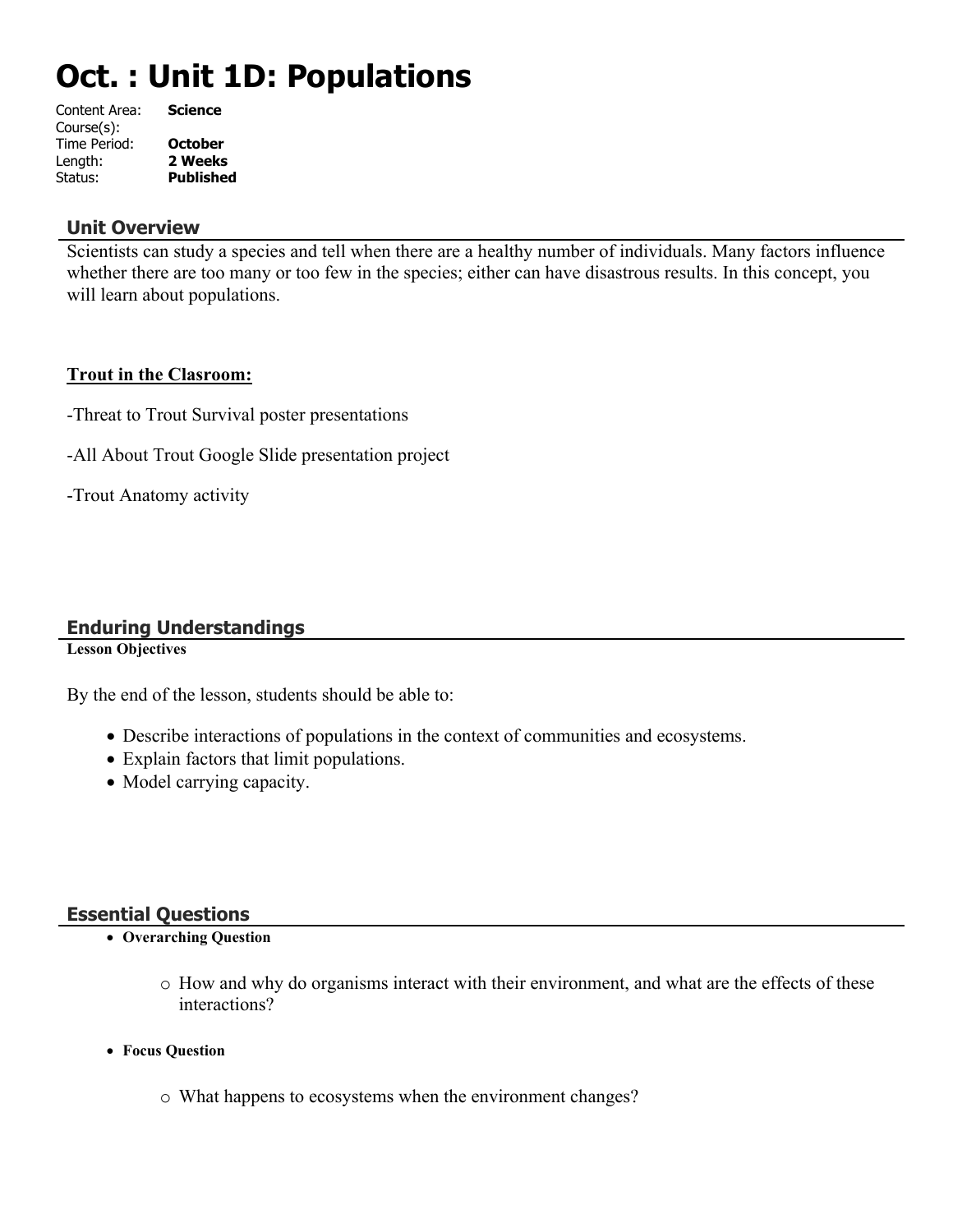# Oct. : Unit 1D: Populations

Content Area: **Science**
Course(s):
Time Period: **October**
Length: **2 Weeks**
Status: **Published**

## Unit Overview

Scientists can study a species and tell when there are a healthy number of individuals. Many factors influence whether there are too many or too few in the species; either can have disastrous results. In this concept, you will learn about populations.

**Trout in the Clasroom:**

-Threat to Trout Survival poster presentations

-All About Trout Google Slide presentation project

-Trout Anatomy activity

## Enduring Understandings

**Lesson Objectives**

By the end of the lesson, students should be able to:

- Describe interactions of populations in the context of communities and ecosystems.
- Explain factors that limit populations.
- Model carrying capacity.

## Essential Questions

- **Overarching Question**
  - How and why do organisms interact with their environment, and what are the effects of these interactions?
- **Focus Question**
  - What happens to ecosystems when the environment changes?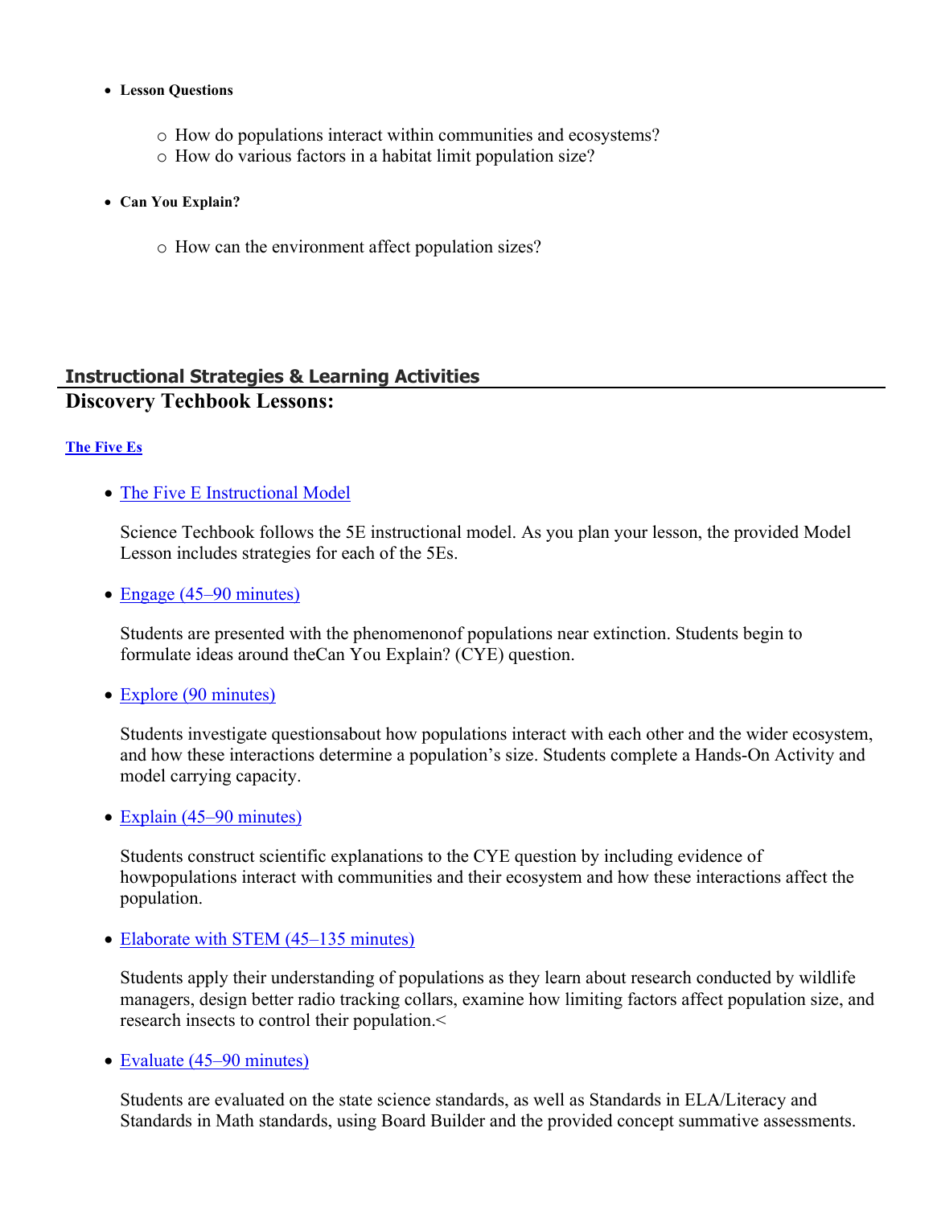- **Lesson Questions**
    - How do populations interact within communities and ecosystems?
    - How do various factors in a habitat limit population size?

- **Can You Explain?**
    - How can the environment affect population sizes?

## Instructional Strategies & Learning Activities

## Discovery Techbook Lessons:

**[The Five Es]()**

- [The Five E Instructional Model]()

  Science Techbook follows the 5E instructional model. As you plan your lesson, the provided Model Lesson includes strategies for each of the 5Es.

- [Engage (45–90 minutes)]()

  Students are presented with the phenomenonof populations near extinction. Students begin to formulate ideas around theCan You Explain? (CYE) question.

- [Explore (90 minutes)]()

  Students investigate questionsabout how populations interact with each other and the wider ecosystem, and how these interactions determine a population's size. Students complete a Hands-On Activity and model carrying capacity.

- [Explain (45–90 minutes)]()

  Students construct scientific explanations to the CYE question by including evidence of howpopulations interact with communities and their ecosystem and how these interactions affect the population.

- [Elaborate with STEM (45–135 minutes)]()

  Students apply their understanding of populations as they learn about research conducted by wildlife managers, design better radio tracking collars, examine how limiting factors affect population size, and research insects to control their population.<

- [Evaluate (45–90 minutes)]()

  Students are evaluated on the state science standards, as well as Standards in ELA/Literacy and Standards in Math standards, using Board Builder and the provided concept summative assessments.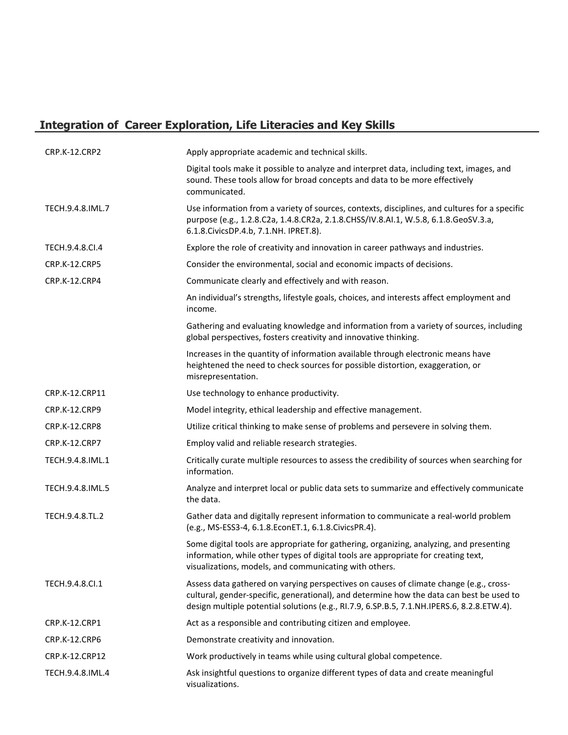## Integration of  Career Exploration, Life Literacies and Key Skills

| | |
|---|---|
| CRP.K-12.CRP2 | Apply appropriate academic and technical skills. |
| | Digital tools make it possible to analyze and interpret data, including text, images, and sound. These tools allow for broad concepts and data to be more effectively communicated. |
| TECH.9.4.8.IML.7 | Use information from a variety of sources, contexts, disciplines, and cultures for a specific purpose (e.g., 1.2.8.C2a, 1.4.8.CR2a, 2.1.8.CHSS/IV.8.AI.1, W.5.8, 6.1.8.GeoSV.3.a, 6.1.8.CivicsDP.4.b, 7.1.NH. IPRET.8). |
| TECH.9.4.8.CI.4 | Explore the role of creativity and innovation in career pathways and industries. |
| CRP.K-12.CRP5 | Consider the environmental, social and economic impacts of decisions. |
| CRP.K-12.CRP4 | Communicate clearly and effectively and with reason. |
| | An individual's strengths, lifestyle goals, choices, and interests affect employment and income. |
| | Gathering and evaluating knowledge and information from a variety of sources, including global perspectives, fosters creativity and innovative thinking. |
| | Increases in the quantity of information available through electronic means have heightened the need to check sources for possible distortion, exaggeration, or misrepresentation. |
| CRP.K-12.CRP11 | Use technology to enhance productivity. |
| CRP.K-12.CRP9 | Model integrity, ethical leadership and effective management. |
| CRP.K-12.CRP8 | Utilize critical thinking to make sense of problems and persevere in solving them. |
| CRP.K-12.CRP7 | Employ valid and reliable research strategies. |
| TECH.9.4.8.IML.1 | Critically curate multiple resources to assess the credibility of sources when searching for information. |
| TECH.9.4.8.IML.5 | Analyze and interpret local or public data sets to summarize and effectively communicate the data. |
| TECH.9.4.8.TL.2 | Gather data and digitally represent information to communicate a real-world problem (e.g., MS-ESS3-4, 6.1.8.EconET.1, 6.1.8.CivicsPR.4). |
| | Some digital tools are appropriate for gathering, organizing, analyzing, and presenting information, while other types of digital tools are appropriate for creating text, visualizations, models, and communicating with others. |
| TECH.9.4.8.CI.1 | Assess data gathered on varying perspectives on causes of climate change (e.g., cross-cultural, gender-specific, generational), and determine how the data can best be used to design multiple potential solutions (e.g., RI.7.9, 6.SP.B.5, 7.1.NH.IPERS.6, 8.2.8.ETW.4). |
| CRP.K-12.CRP1 | Act as a responsible and contributing citizen and employee. |
| CRP.K-12.CRP6 | Demonstrate creativity and innovation. |
| CRP.K-12.CRP12 | Work productively in teams while using cultural global competence. |
| TECH.9.4.8.IML.4 | Ask insightful questions to organize different types of data and create meaningful visualizations. |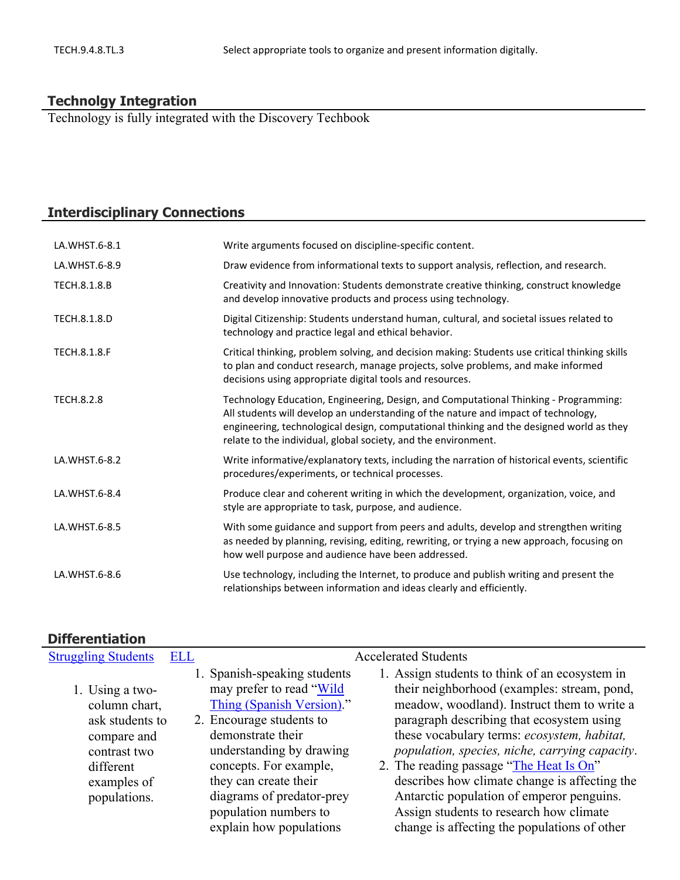| | |
|---|---|
| TECH.9.4.8.TL.3 | Select appropriate tools to organize and present information digitally. |

## Technolgy Integration

Technology is fully integrated with the Discovery Techbook

## Interdisciplinary Connections

| | |
|---|---|
| LA.WHST.6-8.1 | Write arguments focused on discipline-specific content. |
| LA.WHST.6-8.9 | Draw evidence from informational texts to support analysis, reflection, and research. |
| TECH.8.1.8.B | Creativity and Innovation: Students demonstrate creative thinking, construct knowledge and develop innovative products and process using technology. |
| TECH.8.1.8.D | Digital Citizenship: Students understand human, cultural, and societal issues related to technology and practice legal and ethical behavior. |
| TECH.8.1.8.F | Critical thinking, problem solving, and decision making: Students use critical thinking skills to plan and conduct research, manage projects, solve problems, and make informed decisions using appropriate digital tools and resources. |
| TECH.8.2.8 | Technology Education, Engineering, Design, and Computational Thinking - Programming: All students will develop an understanding of the nature and impact of technology, engineering, technological design, computational thinking and the designed world as they relate to the individual, global society, and the environment. |
| LA.WHST.6-8.2 | Write informative/explanatory texts, including the narration of historical events, scientific procedures/experiments, or technical processes. |
| LA.WHST.6-8.4 | Produce clear and coherent writing in which the development, organization, voice, and style are appropriate to task, purpose, and audience. |
| LA.WHST.6-8.5 | With some guidance and support from peers and adults, develop and strengthen writing as needed by planning, revising, editing, rewriting, or trying a new approach, focusing on how well purpose and audience have been addressed. |
| LA.WHST.6-8.6 | Use technology, including the Internet, to produce and publish writing and present the relationships between information and ideas clearly and efficiently. |

## Differentiation

**Struggling Students**

1. Using a two-column chart, ask students to compare and contrast two different examples of populations.

**ELL**

1. Spanish-speaking students may prefer to read "Wild Thing (Spanish Version)."
2. Encourage students to demonstrate their understanding by drawing concepts. For example, they can create their diagrams of predator-prey population numbers to explain how populations

**Accelerated Students**

1. Assign students to think of an ecosystem in their neighborhood (examples: stream, pond, meadow, woodland). Instruct them to write a paragraph describing that ecosystem using these vocabulary terms: *ecosystem, habitat, population, species, niche, carrying capacity*.
2. The reading passage "The Heat Is On" describes how climate change is affecting the Antarctic population of emperor penguins. Assign students to research how climate change is affecting the populations of other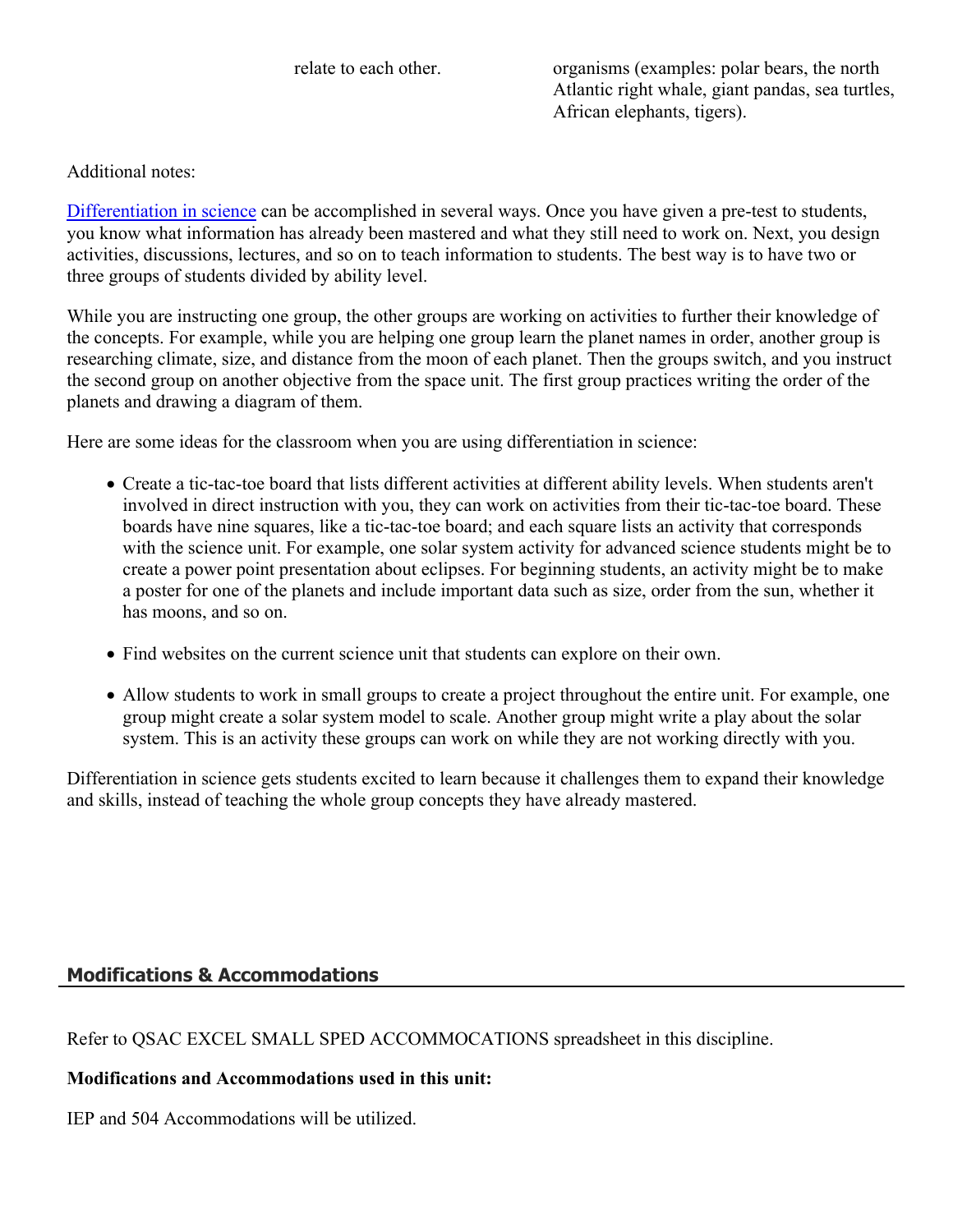| | relate to each other. | organisms (examples: polar bears, the north Atlantic right whale, giant pandas, sea turtles, African elephants, tigers). |
|---|---|---|

Additional notes:

Differentiation in science can be accomplished in several ways. Once you have given a pre-test to students, you know what information has already been mastered and what they still need to work on. Next, you design activities, discussions, lectures, and so on to teach information to students. The best way is to have two or three groups of students divided by ability level.

While you are instructing one group, the other groups are working on activities to further their knowledge of the concepts. For example, while you are helping one group learn the planet names in order, another group is researching climate, size, and distance from the moon of each planet. Then the groups switch, and you instruct the second group on another objective from the space unit. The first group practices writing the order of the planets and drawing a diagram of them.

Here are some ideas for the classroom when you are using differentiation in science:

- Create a tic-tac-toe board that lists different activities at different ability levels. When students aren't involved in direct instruction with you, they can work on activities from their tic-tac-toe board. These boards have nine squares, like a tic-tac-toe board; and each square lists an activity that corresponds with the science unit. For example, one solar system activity for advanced science students might be to create a power point presentation about eclipses. For beginning students, an activity might be to make a poster for one of the planets and include important data such as size, order from the sun, whether it has moons, and so on.
- Find websites on the current science unit that students can explore on their own.
- Allow students to work in small groups to create a project throughout the entire unit. For example, one group might create a solar system model to scale. Another group might write a play about the solar system. This is an activity these groups can work on while they are not working directly with you.

Differentiation in science gets students excited to learn because it challenges them to expand their knowledge and skills, instead of teaching the whole group concepts they have already mastered.

## Modifications & Accommodations

Refer to QSAC EXCEL SMALL SPED ACCOMMOCATIONS spreadsheet in this discipline.

**Modifications and Accommodations used in this unit:**

IEP and 504 Accommodations will be utilized.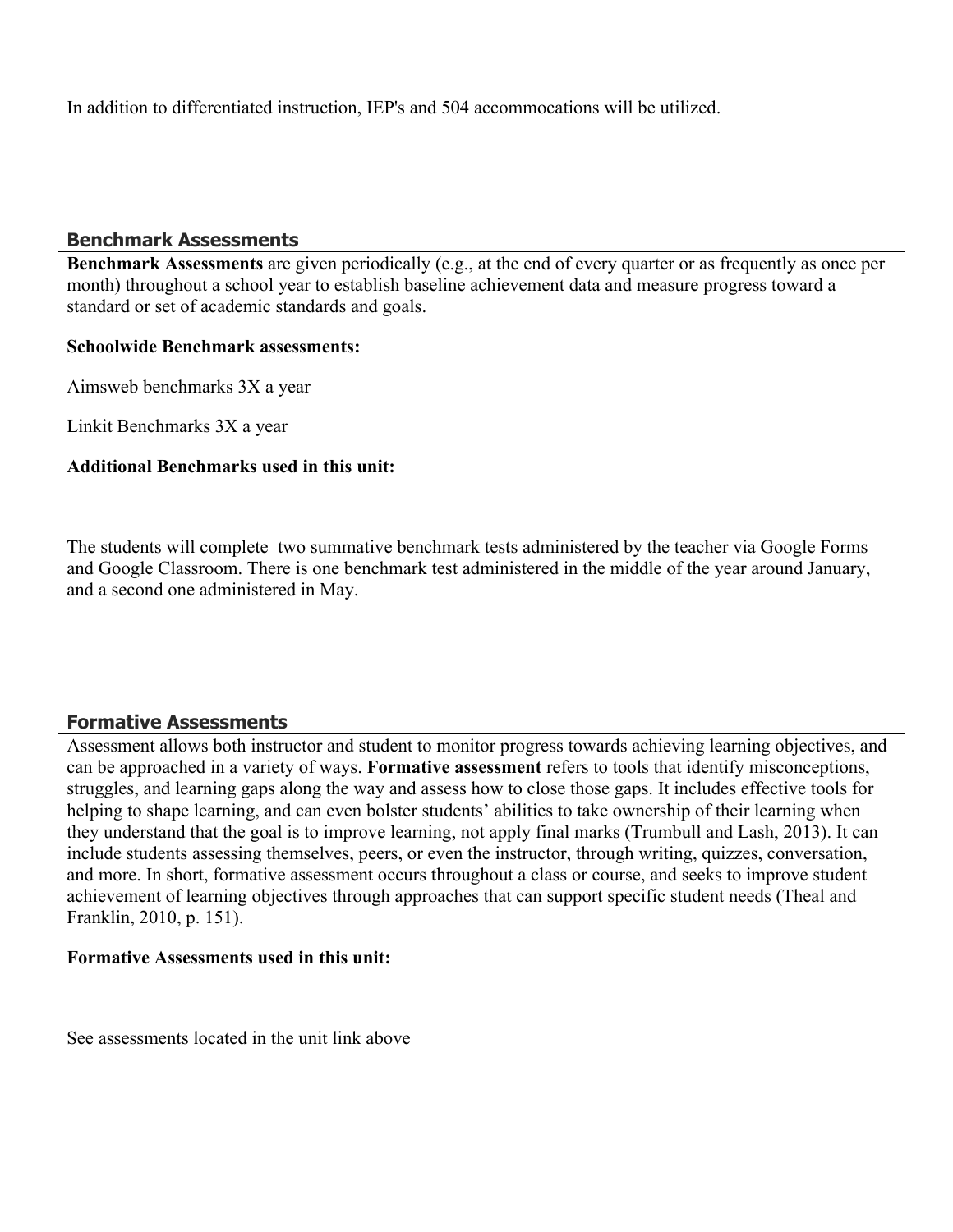In addition to differentiated instruction, IEP's and 504 accommocations will be utilized.

## Benchmark Assessments

**Benchmark Assessments** are given periodically (e.g., at the end of every quarter or as frequently as once per month) throughout a school year to establish baseline achievement data and measure progress toward a standard or set of academic standards and goals.

**Schoolwide Benchmark assessments:**

Aimsweb benchmarks 3X a year

Linkit Benchmarks 3X a year

**Additional Benchmarks used in this unit:**

The students will complete  two summative benchmark tests administered by the teacher via Google Forms and Google Classroom. There is one benchmark test administered in the middle of the year around January, and a second one administered in May.

## Formative Assessments

Assessment allows both instructor and student to monitor progress towards achieving learning objectives, and can be approached in a variety of ways. **Formative assessment** refers to tools that identify misconceptions, struggles, and learning gaps along the way and assess how to close those gaps. It includes effective tools for helping to shape learning, and can even bolster students' abilities to take ownership of their learning when they understand that the goal is to improve learning, not apply final marks (Trumbull and Lash, 2013). It can include students assessing themselves, peers, or even the instructor, through writing, quizzes, conversation, and more. In short, formative assessment occurs throughout a class or course, and seeks to improve student achievement of learning objectives through approaches that can support specific student needs (Theal and Franklin, 2010, p. 151).

**Formative Assessments used in this unit:**

See assessments located in the unit link above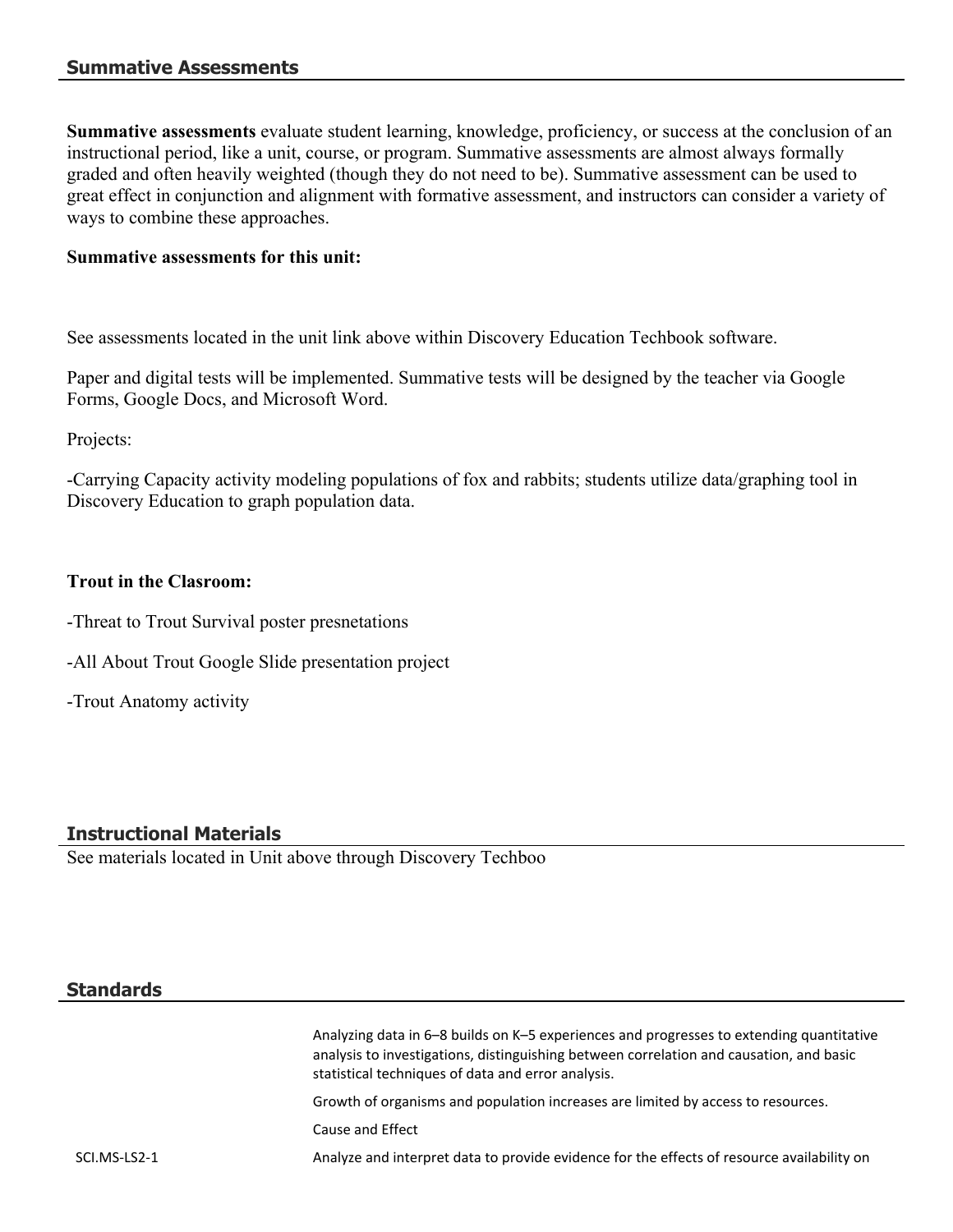## Summative Assessments

**Summative assessments** evaluate student learning, knowledge, proficiency, or success at the conclusion of an instructional period, like a unit, course, or program. Summative assessments are almost always formally graded and often heavily weighted (though they do not need to be). Summative assessment can be used to great effect in conjunction and alignment with formative assessment, and instructors can consider a variety of ways to combine these approaches.

**Summative assessments for this unit:**

See assessments located in the unit link above within Discovery Education Techbook software.

Paper and digital tests will be implemented. Summative tests will be designed by the teacher via Google Forms, Google Docs, and Microsoft Word.

Projects:

-Carrying Capacity activity modeling populations of fox and rabbits; students utilize data/graphing tool in Discovery Education to graph population data.

**Trout in the Clasroom:**

-Threat to Trout Survival poster presnetations

-All About Trout Google Slide presentation project

-Trout Anatomy activity

## Instructional Materials

See materials located in Unit above through Discovery Techboo

## Standards

| | |
|---|---|
| | Analyzing data in 6–8 builds on K–5 experiences and progresses to extending quantitative analysis to investigations, distinguishing between correlation and causation, and basic statistical techniques of data and error analysis. |
| | Growth of organisms and population increases are limited by access to resources. |
| | Cause and Effect |
| SCI.MS-LS2-1 | Analyze and interpret data to provide evidence for the effects of resource availability on |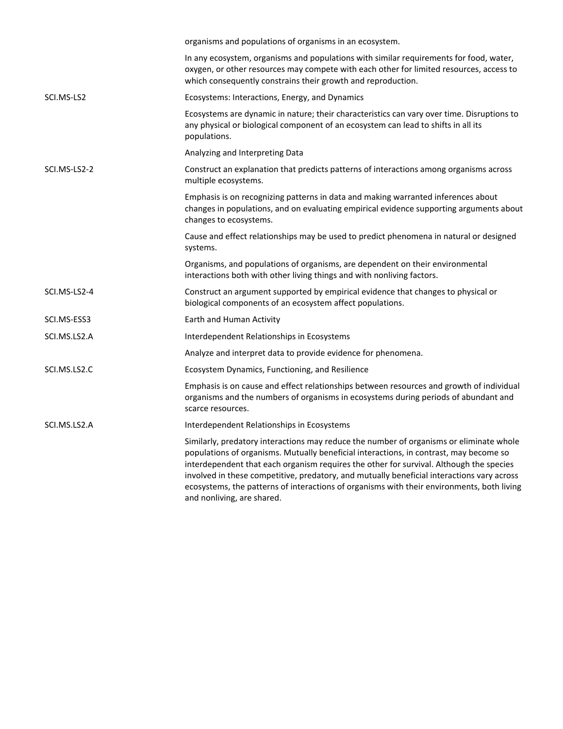| | |
|---|---|
| | organisms and populations of organisms in an ecosystem. |
| | In any ecosystem, organisms and populations with similar requirements for food, water, oxygen, or other resources may compete with each other for limited resources, access to which consequently constrains their growth and reproduction. |
| SCI.MS-LS2 | Ecosystems: Interactions, Energy, and Dynamics |
| | Ecosystems are dynamic in nature; their characteristics can vary over time. Disruptions to any physical or biological component of an ecosystem can lead to shifts in all its populations. |
| | Analyzing and Interpreting Data |
| SCI.MS-LS2-2 | Construct an explanation that predicts patterns of interactions among organisms across multiple ecosystems. |
| | Emphasis is on recognizing patterns in data and making warranted inferences about changes in populations, and on evaluating empirical evidence supporting arguments about changes to ecosystems. |
| | Cause and effect relationships may be used to predict phenomena in natural or designed systems. |
| | Organisms, and populations of organisms, are dependent on their environmental interactions both with other living things and with nonliving factors. |
| SCI.MS-LS2-4 | Construct an argument supported by empirical evidence that changes to physical or biological components of an ecosystem affect populations. |
| SCI.MS-ESS3 | Earth and Human Activity |
| SCI.MS.LS2.A | Interdependent Relationships in Ecosystems |
| | Analyze and interpret data to provide evidence for phenomena. |
| SCI.MS.LS2.C | Ecosystem Dynamics, Functioning, and Resilience |
| | Emphasis is on cause and effect relationships between resources and growth of individual organisms and the numbers of organisms in ecosystems during periods of abundant and scarce resources. |
| SCI.MS.LS2.A | Interdependent Relationships in Ecosystems |
| | Similarly, predatory interactions may reduce the number of organisms or eliminate whole populations of organisms. Mutually beneficial interactions, in contrast, may become so interdependent that each organism requires the other for survival. Although the species involved in these competitive, predatory, and mutually beneficial interactions vary across ecosystems, the patterns of interactions of organisms with their environments, both living and nonliving, are shared. |